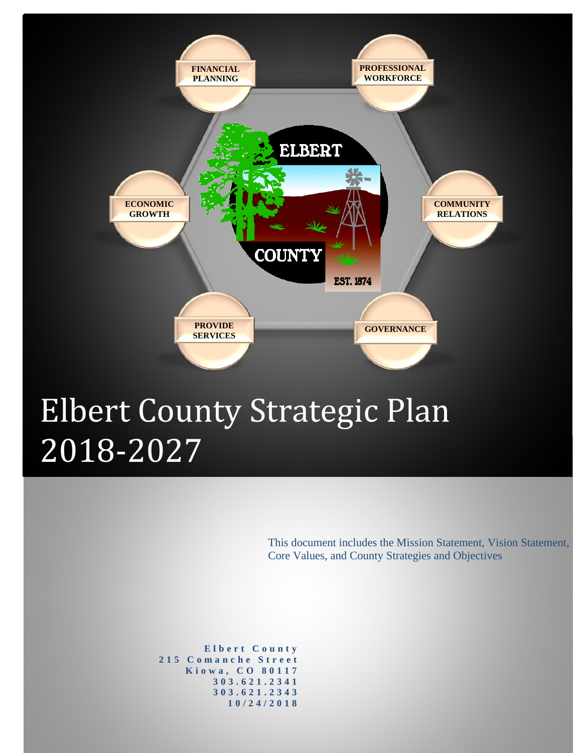FINANCIAL PLANNING

PROFESSIONAL WORKFORCE

ECONOMIC GROWTH

COMMUNITY RELATIONS

PROVIDE SERVICES

GOVERNANCE

ELBERT COUNTY EST. 1874

# Elbert County Strategic Plan 2018-2027

This document includes the Mission Statement, Vision Statement, Core Values, and County Strategies and Objectives

Elbert County
215 Comanche Street
Kiowa, CO 80117
303.621.2341
303.621.2343
10/24/2018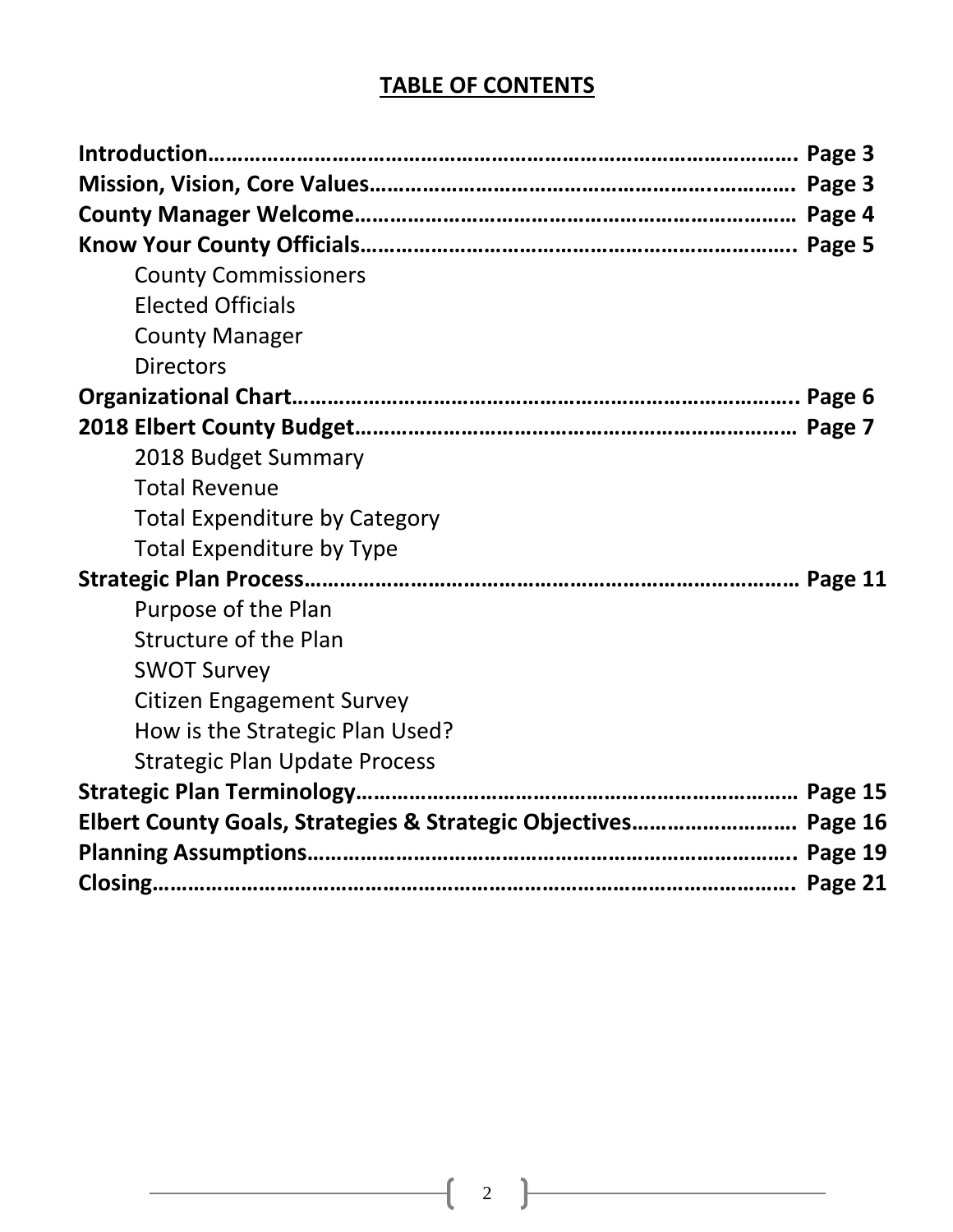# TABLE OF CONTENTS

**Introduction………………………………………………………………………………… Page 3**
**Mission, Vision, Core Values……………………………………………….………… Page 3**
**County Manager Welcome………………………………………………………….… Page 4**
**Know Your County Officials……………………………………………………….. Page 5**

- County Commissioners
- Elected Officials
- County Manager
- Directors

**Organizational Chart…………………………………………………………………….. Page 6**
**2018 Elbert County Budget………………………………………………………… Page 7**

- 2018 Budget Summary
- Total Revenue
- Total Expenditure by Category
- Total Expenditure by Type

**Strategic Plan Process……………………………………………………………… Page 11**

- Purpose of the Plan
- Structure of the Plan
- SWOT Survey
- Citizen Engagement Survey
- How is the Strategic Plan Used?
- Strategic Plan Update Process

**Strategic Plan Terminology………………………………………………………… Page 15**
**Elbert County Goals, Strategies & Strategic Objectives………………………. Page 16**
**Planning Assumptions………………………………………………………………….. Page 19**
**Closing………………………………………………………………………………………. Page 21**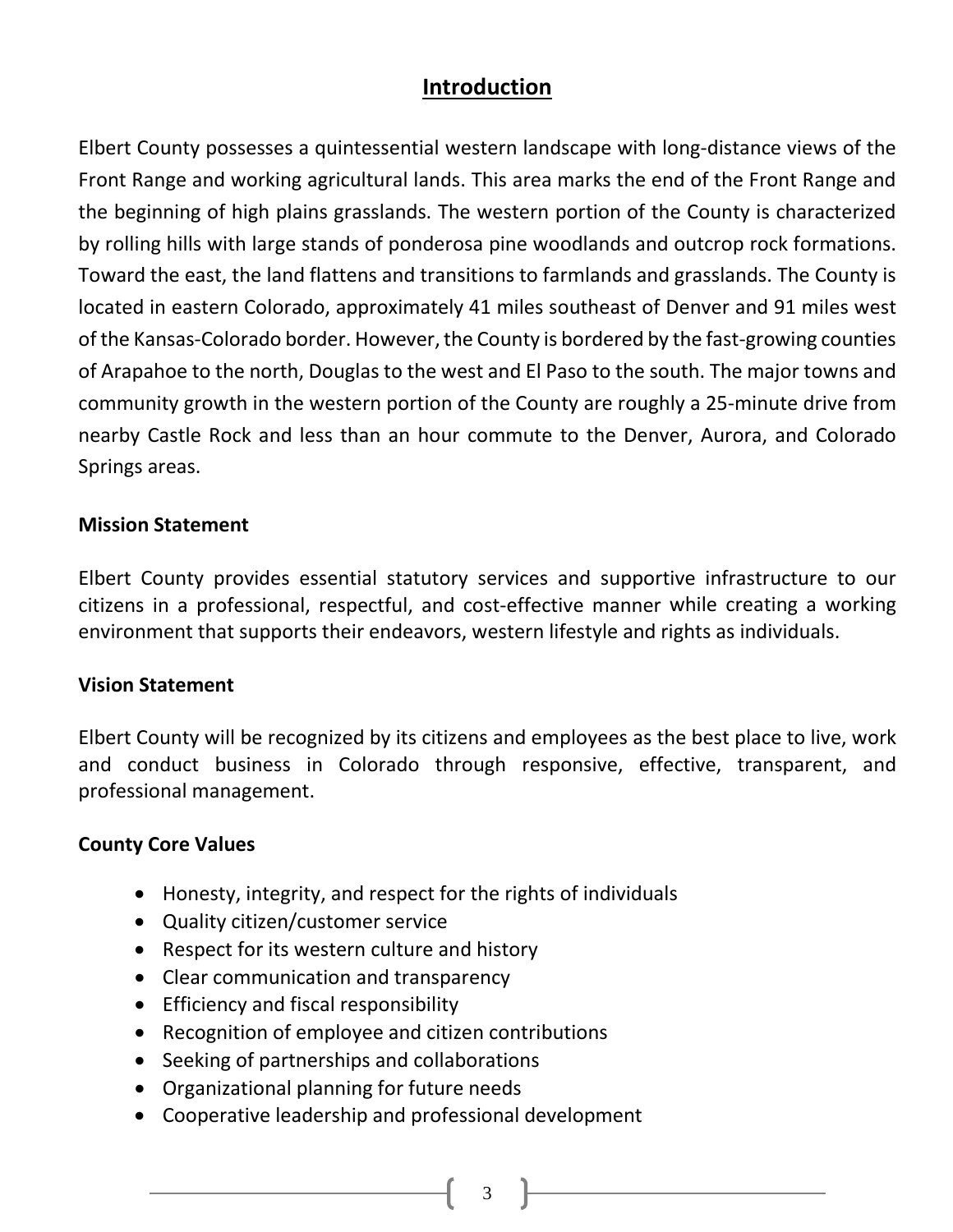## Introduction

Elbert County possesses a quintessential western landscape with long-distance views of the Front Range and working agricultural lands. This area marks the end of the Front Range and the beginning of high plains grasslands. The western portion of the County is characterized by rolling hills with large stands of ponderosa pine woodlands and outcrop rock formations. Toward the east, the land flattens and transitions to farmlands and grasslands. The County is located in eastern Colorado, approximately 41 miles southeast of Denver and 91 miles west of the Kansas-Colorado border. However, the County is bordered by the fast-growing counties of Arapahoe to the north, Douglas to the west and El Paso to the south. The major towns and community growth in the western portion of the County are roughly a 25-minute drive from nearby Castle Rock and less than an hour commute to the Denver, Aurora, and Colorado Springs areas.

### Mission Statement

Elbert County provides essential statutory services and supportive infrastructure to our citizens in a professional, respectful, and cost-effective manner while creating a working environment that supports their endeavors, western lifestyle and rights as individuals.

### Vision Statement

Elbert County will be recognized by its citizens and employees as the best place to live, work and conduct business in Colorado through responsive, effective, transparent, and professional management.

### County Core Values

- Honesty, integrity, and respect for the rights of individuals
- Quality citizen/customer service
- Respect for its western culture and history
- Clear communication and transparency
- Efficiency and fiscal responsibility
- Recognition of employee and citizen contributions
- Seeking of partnerships and collaborations
- Organizational planning for future needs
- Cooperative leadership and professional development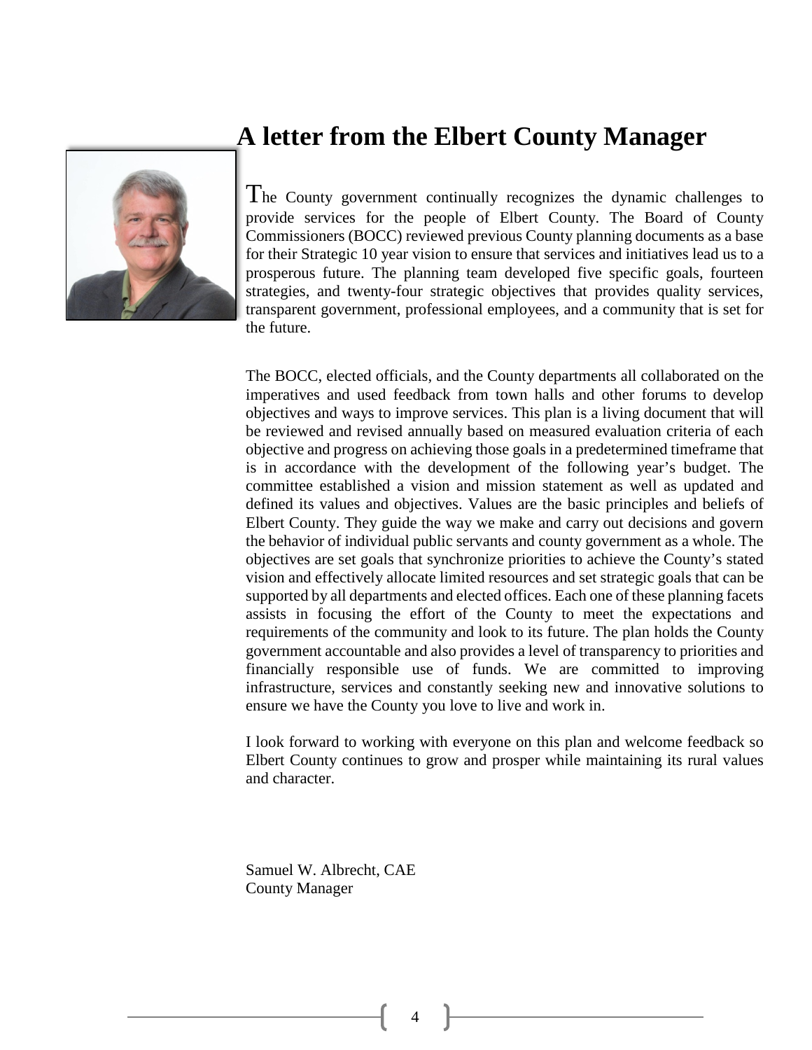# A letter from the Elbert County Manager

The County government continually recognizes the dynamic challenges to provide services for the people of Elbert County. The Board of County Commissioners (BOCC) reviewed previous County planning documents as a base for their Strategic 10 year vision to ensure that services and initiatives lead us to a prosperous future. The planning team developed five specific goals, fourteen strategies, and twenty-four strategic objectives that provides quality services, transparent government, professional employees, and a community that is set for the future.

The BOCC, elected officials, and the County departments all collaborated on the imperatives and used feedback from town halls and other forums to develop objectives and ways to improve services. This plan is a living document that will be reviewed and revised annually based on measured evaluation criteria of each objective and progress on achieving those goals in a predetermined timeframe that is in accordance with the development of the following year's budget. The committee established a vision and mission statement as well as updated and defined its values and objectives. Values are the basic principles and beliefs of Elbert County. They guide the way we make and carry out decisions and govern the behavior of individual public servants and county government as a whole. The objectives are set goals that synchronize priorities to achieve the County's stated vision and effectively allocate limited resources and set strategic goals that can be supported by all departments and elected offices. Each one of these planning facets assists in focusing the effort of the County to meet the expectations and requirements of the community and look to its future. The plan holds the County government accountable and also provides a level of transparency to priorities and financially responsible use of funds. We are committed to improving infrastructure, services and constantly seeking new and innovative solutions to ensure we have the County you love to live and work in.

I look forward to working with everyone on this plan and welcome feedback so Elbert County continues to grow and prosper while maintaining its rural values and character.

Samuel W. Albrecht, CAE
County Manager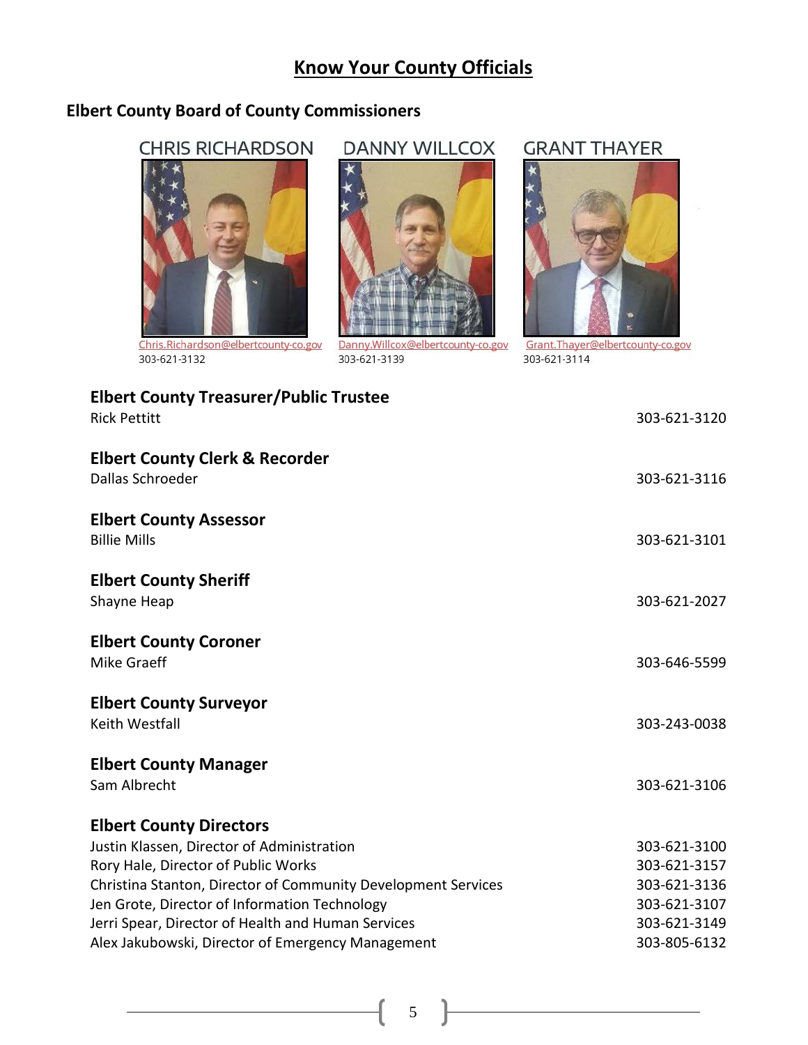# Know Your County Officials

## Elbert County Board of County Commissioners

CHRIS RICHARDSON
Chris.Richardson@elbertcounty-co.gov
303-621-3132

DANNY WILLCOX
Danny.Willcox@elbertcounty-co.gov
303-621-3139

GRANT THAYER
Grant.Thayer@elbertcounty-co.gov
303-621-3114

### Elbert County Treasurer/Public Trustee

Rick Pettitt — 303-621-3120

### Elbert County Clerk & Recorder

Dallas Schroeder — 303-621-3116

### Elbert County Assessor

Billie Mills — 303-621-3101

### Elbert County Sheriff

Shayne Heap — 303-621-2027

### Elbert County Coroner

Mike Graeff — 303-646-5599

### Elbert County Surveyor

Keith Westfall — 303-243-0038

### Elbert County Manager

Sam Albrecht — 303-621-3106

### Elbert County Directors

| | |
|---|---|
| Justin Klassen, Director of Administration | 303-621-3100 |
| Rory Hale, Director of Public Works | 303-621-3157 |
| Christina Stanton, Director of Community Development Services | 303-621-3136 |
| Jen Grote, Director of Information Technology | 303-621-3107 |
| Jerri Spear, Director of Health and Human Services | 303-621-3149 |
| Alex Jakubowski, Director of Emergency Management | 303-805-6132 |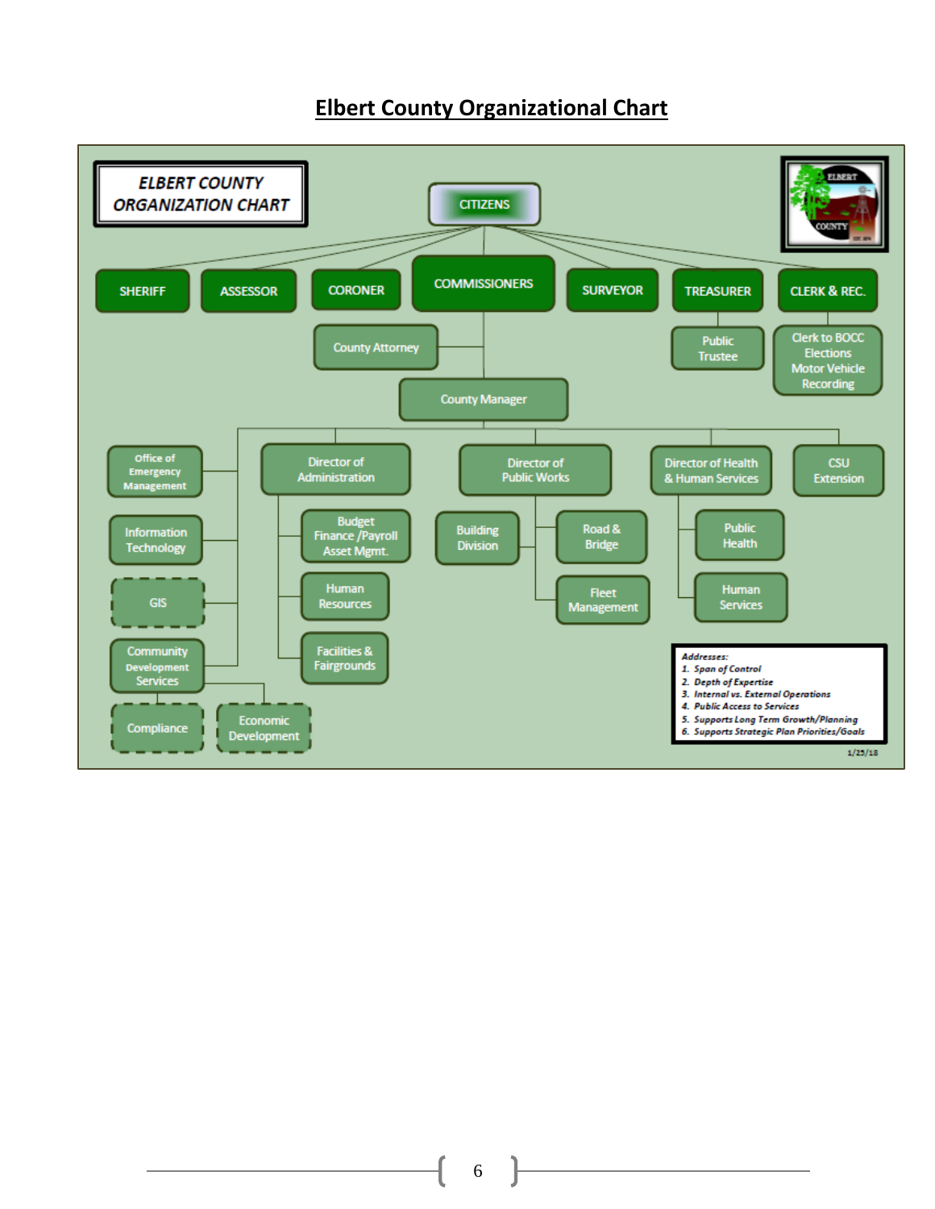## Elbert County Organizational Chart

ELBERT COUNTY ORGANIZATION CHART

CITIZENS

SHERIFF

ASSESSOR

CORONER

COMMISSIONERS

SURVEYOR

TREASURER

CLERK & REC.

County Attorney

Public Trustee

Clerk to BOCC
Elections
Motor Vehicle
Recording

County Manager

Office of Emergency Management

Information Technology

GIS

Community Development Services

Compliance

Economic Development

Director of Administration

Budget Finance /Payroll Asset Mgmt.

Human Resources

Facilities & Fairgrounds

Director of Public Works

Building Division

Road & Bridge

Fleet Management

Director of Health & Human Services

Public Health

Human Services

CSU Extension

*Addresses:*

1. *Span of Control*
2. *Depth of Expertise*
3. *Internal vs. External Operations*
4. *Public Access to Services*
5. *Supports Long Term Growth/Planning*
6. *Supports Strategic Plan Priorities/Goals*

1/25/18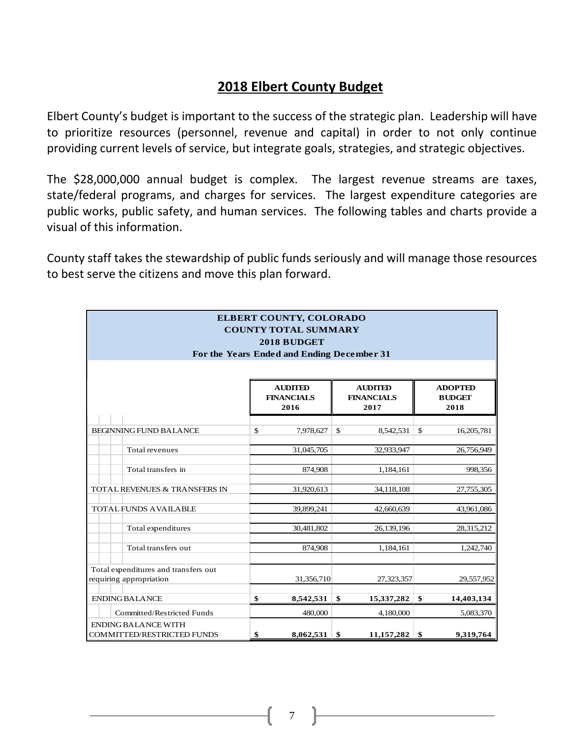## 2018 Elbert County Budget

Elbert County's budget is important to the success of the strategic plan. Leadership will have to prioritize resources (personnel, revenue and capital) in order to not only continue providing current levels of service, but integrate goals, strategies, and strategic objectives.

The $28,000,000 annual budget is complex. The largest revenue streams are taxes, state/federal programs, and charges for services. The largest expenditure categories are public works, public safety, and human services. The following tables and charts provide a visual of this information.

County staff takes the stewardship of public funds seriously and will manage those resources to best serve the citizens and move this plan forward.

**ELBERT COUNTY, COLORADO**
**COUNTY TOTAL SUMMARY**
**2018 BUDGET**
**For the Years Ended and Ending December 31**

| | AUDITED FINANCIALS 2016 | AUDITED FINANCIALS 2017 | ADOPTED BUDGET 2018 |
|---|---|---|---|
| BEGINNING FUND BALANCE | $ 7,978,627 | $ 8,542,531 | $ 16,205,781 |
| Total revenues | 31,045,705 | 32,933,947 | 26,756,949 |
| Total transfers in | 874,908 | 1,184,161 | 998,356 |
| TOTAL REVENUES & TRANSFERS IN | 31,920,613 | 34,118,108 | 27,755,305 |
| TOTAL FUNDS AVAILABLE | 39,899,241 | 42,660,639 | 43,961,086 |
| Total expenditures | 30,481,802 | 26,139,196 | 28,315,212 |
| Total transfers out | 874,908 | 1,184,161 | 1,242,740 |
| Total expenditures and transfers out requiring appropriation | 31,356,710 | 27,323,357 | 29,557,952 |
| ENDING BALANCE | **$ 8,542,531** | **$ 15,337,282** | **$ 14,403,134** |
| Committed/Restricted Funds | 480,000 | 4,180,000 | 5,083,370 |
| ENDING BALANCE WITH COMMITTED/RESTRICTED FUNDS | **$ 8,062,531** | **$ 11,157,282** | **$ 9,319,764** |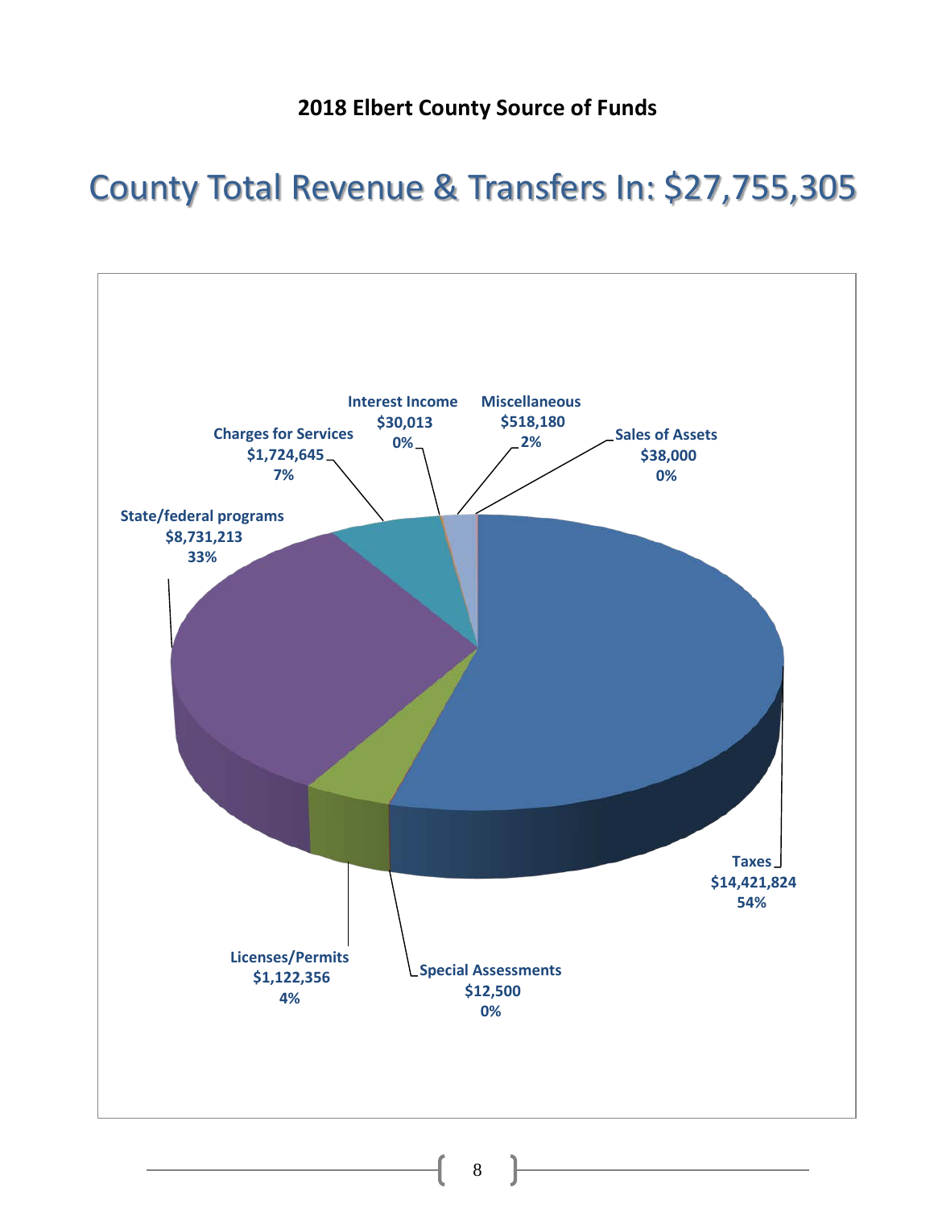**2018 Elbert County Source of Funds**

# County Total Revenue & Transfers In: $27,755,305

Interest Income
$30,013
0%

Miscellaneous
$518,180
2%

Charges for Services
$1,724,645
7%

Sales of Assets
$38,000
0%

State/federal programs
$8,731,213
33%

Taxes
$14,421,824
54%

Licenses/Permits
$1,122,356
4%

Special Assessments
$12,500
0%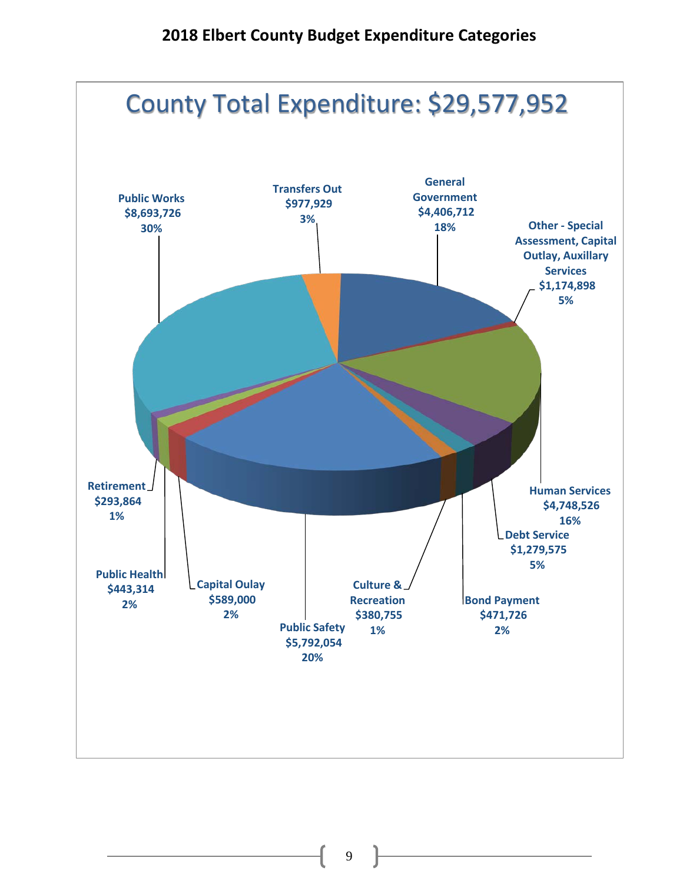## 2018 Elbert County Budget Expenditure Categories

County Total Expenditure: $29,577,952

Public Works
$8,693,726
30%

Transfers Out
$977,929
3%

General Government
$4,406,712
18%

Other - Special Assessment, Capital Outlay, Auxillary Services
$1,174,898
5%

Human Services
$4,748,526
16%

Debt Service
$1,279,575
5%

Bond Payment
$471,726
2%

Culture & Recreation
$380,755
1%

Public Safety
$5,792,054
20%

Capital Oulay
$589,000
2%

Public Health
$443,314
2%

Retirement
$293,864
1%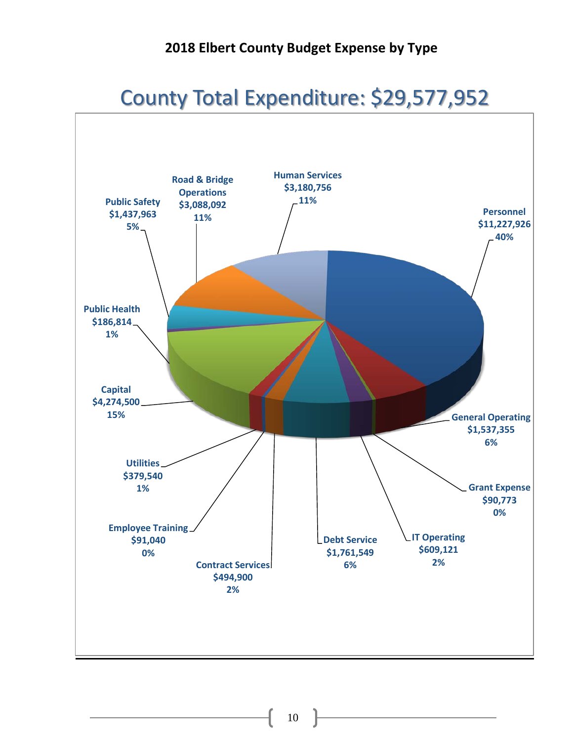## 2018 Elbert County Budget Expense by Type

County Total Expenditure: $29,577,952

Human Services
$3,180,756
11%

Road & Bridge Operations
$3,088,092
11%

Public Safety
$1,437,963
5%

Personnel
$11,227,926
40%

Public Health
$186,814
1%

Capital
$4,274,500
15%

General Operating
$1,537,355
6%

Utilities
$379,540
1%

Grant Expense
$90,773
0%

Employee Training
$91,040
0%

IT Operating
$609,121
2%

Debt Service
$1,761,549
6%

Contract Services
$494,900
2%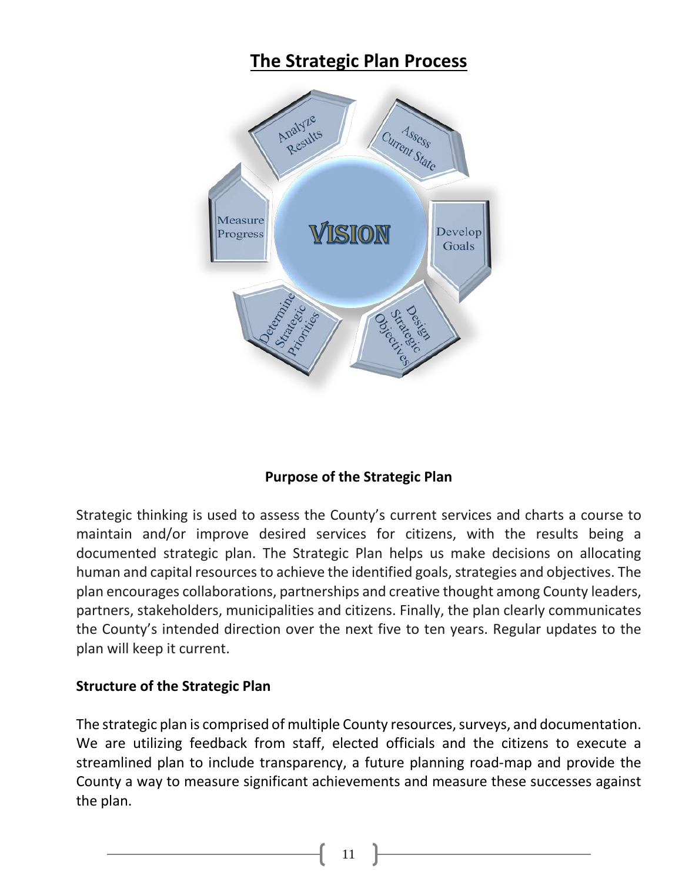# The Strategic Plan Process

VISION

Assess Current State

Develop Goals

Design Strategic Objectives

Determine Strategic Priorities

Measure Progress

Analyze Results

### Purpose of the Strategic Plan

Strategic thinking is used to assess the County's current services and charts a course to maintain and/or improve desired services for citizens, with the results being a documented strategic plan. The Strategic Plan helps us make decisions on allocating human and capital resources to achieve the identified goals, strategies and objectives. The plan encourages collaborations, partnerships and creative thought among County leaders, partners, stakeholders, municipalities and citizens. Finally, the plan clearly communicates the County's intended direction over the next five to ten years. Regular updates to the plan will keep it current.

### Structure of the Strategic Plan

The strategic plan is comprised of multiple County resources, surveys, and documentation. We are utilizing feedback from staff, elected officials and the citizens to execute a streamlined plan to include transparency, a future planning road-map and provide the County a way to measure significant achievements and measure these successes against the plan.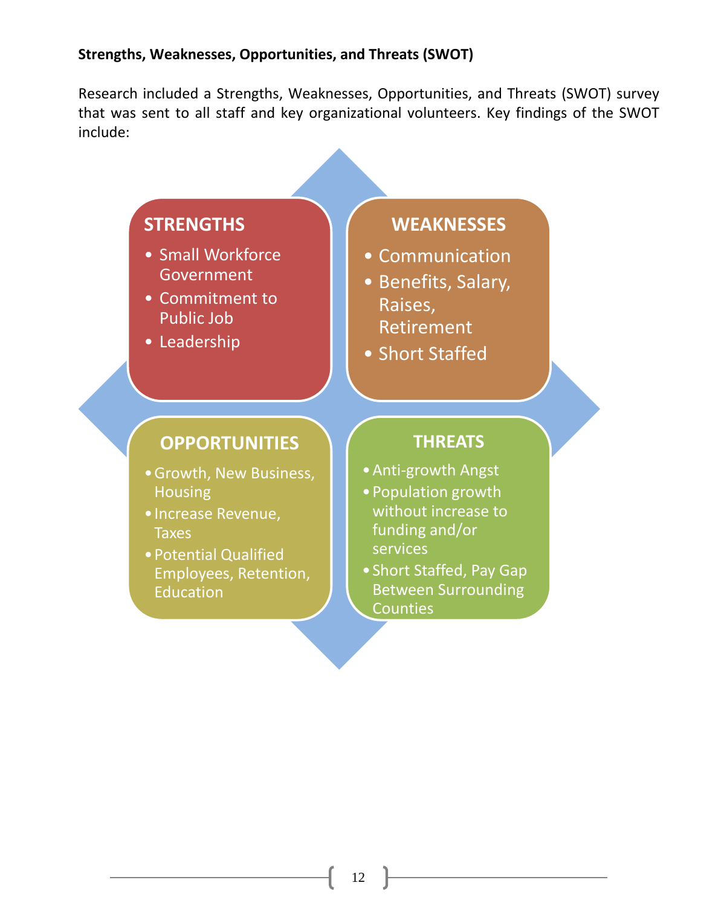**Strengths, Weaknesses, Opportunities, and Threats (SWOT)**

Research included a Strengths, Weaknesses, Opportunities, and Threats (SWOT) survey that was sent to all staff and key organizational volunteers. Key findings of the SWOT include:

**STRENGTHS**

- Small Workforce Government
- Commitment to Public Job
- Leadership

**WEAKNESSES**

- Communication
- Benefits, Salary, Raises, Retirement
- Short Staffed

**OPPORTUNITIES**

- Growth, New Business, Housing
- Increase Revenue, Taxes
- Potential Qualified Employees, Retention, Education

**THREATS**

- Anti-growth Angst
- Population growth without increase to funding and/or services
- Short Staffed, Pay Gap Between Surrounding Counties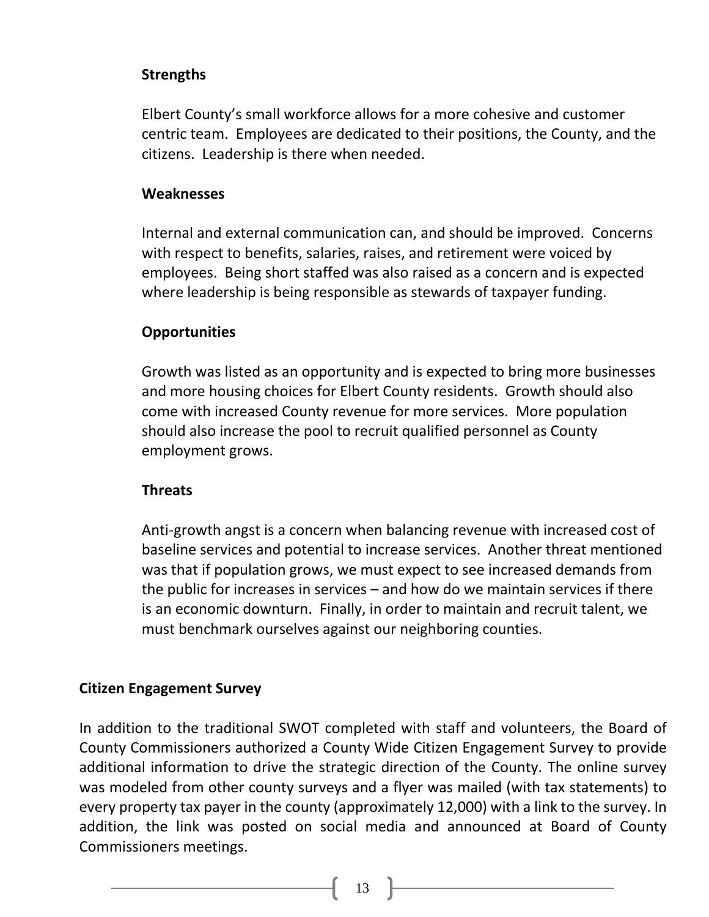### Strengths

Elbert County's small workforce allows for a more cohesive and customer centric team. Employees are dedicated to their positions, the County, and the citizens. Leadership is there when needed.

### Weaknesses

Internal and external communication can, and should be improved. Concerns with respect to benefits, salaries, raises, and retirement were voiced by employees. Being short staffed was also raised as a concern and is expected where leadership is being responsible as stewards of taxpayer funding.

### Opportunities

Growth was listed as an opportunity and is expected to bring more businesses and more housing choices for Elbert County residents. Growth should also come with increased County revenue for more services. More population should also increase the pool to recruit qualified personnel as County employment grows.

### Threats

Anti-growth angst is a concern when balancing revenue with increased cost of baseline services and potential to increase services. Another threat mentioned was that if population grows, we must expect to see increased demands from the public for increases in services – and how do we maintain services if there is an economic downturn. Finally, in order to maintain and recruit talent, we must benchmark ourselves against our neighboring counties.

## Citizen Engagement Survey

In addition to the traditional SWOT completed with staff and volunteers, the Board of County Commissioners authorized a County Wide Citizen Engagement Survey to provide additional information to drive the strategic direction of the County. The online survey was modeled from other county surveys and a flyer was mailed (with tax statements) to every property tax payer in the county (approximately 12,000) with a link to the survey. In addition, the link was posted on social media and announced at Board of County Commissioners meetings.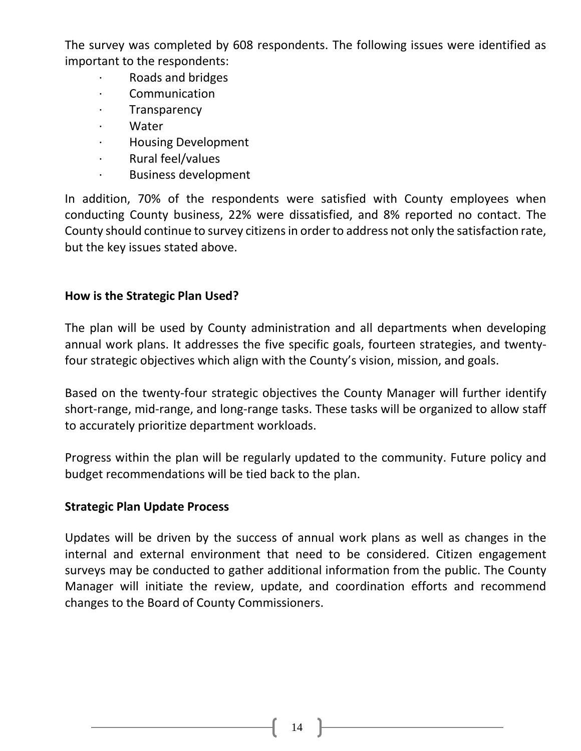The survey was completed by 608 respondents. The following issues were identified as important to the respondents:

- Roads and bridges
- Communication
- Transparency
- Water
- Housing Development
- Rural feel/values
- Business development

In addition, 70% of the respondents were satisfied with County employees when conducting County business, 22% were dissatisfied, and 8% reported no contact. The County should continue to survey citizens in order to address not only the satisfaction rate, but the key issues stated above.

**How is the Strategic Plan Used?**

The plan will be used by County administration and all departments when developing annual work plans. It addresses the five specific goals, fourteen strategies, and twenty-four strategic objectives which align with the County's vision, mission, and goals.

Based on the twenty-four strategic objectives the County Manager will further identify short-range, mid-range, and long-range tasks. These tasks will be organized to allow staff to accurately prioritize department workloads.

Progress within the plan will be regularly updated to the community. Future policy and budget recommendations will be tied back to the plan.

**Strategic Plan Update Process**

Updates will be driven by the success of annual work plans as well as changes in the internal and external environment that need to be considered. Citizen engagement surveys may be conducted to gather additional information from the public. The County Manager will initiate the review, update, and coordination efforts and recommend changes to the Board of County Commissioners.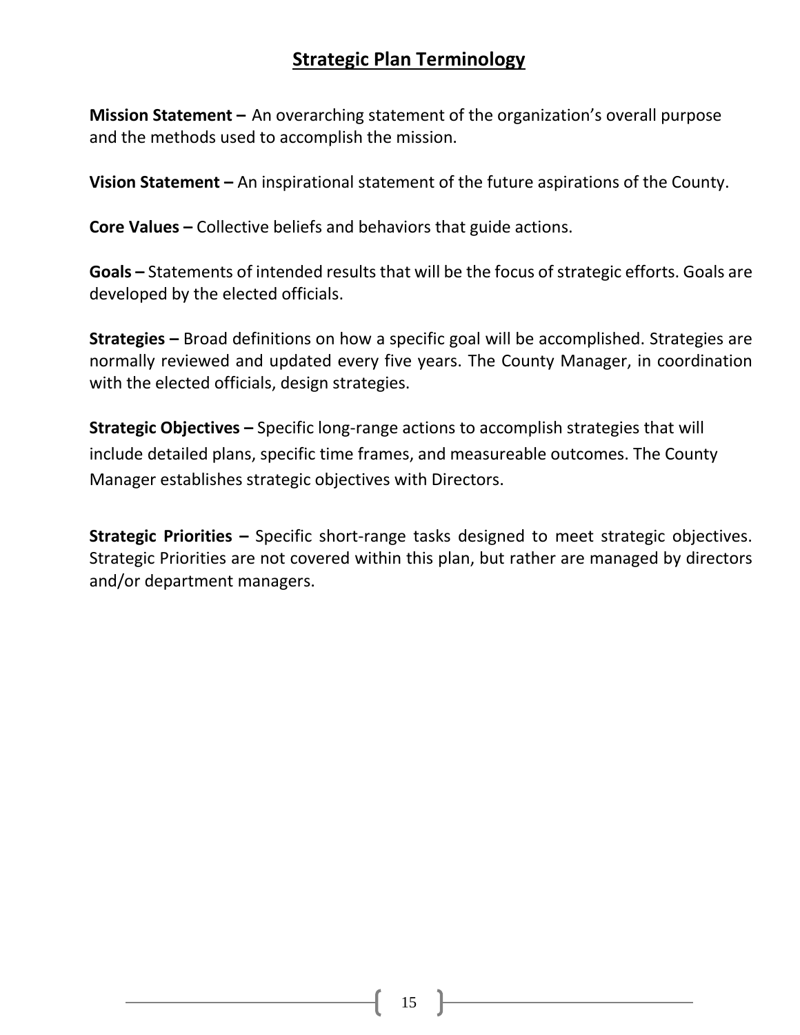## Strategic Plan Terminology

**Mission Statement –** An overarching statement of the organization's overall purpose and the methods used to accomplish the mission.

**Vision Statement –** An inspirational statement of the future aspirations of the County.

**Core Values –** Collective beliefs and behaviors that guide actions.

**Goals –** Statements of intended results that will be the focus of strategic efforts. Goals are developed by the elected officials.

**Strategies –** Broad definitions on how a specific goal will be accomplished. Strategies are normally reviewed and updated every five years. The County Manager, in coordination with the elected officials, design strategies.

**Strategic Objectives –** Specific long-range actions to accomplish strategies that will include detailed plans, specific time frames, and measureable outcomes. The County Manager establishes strategic objectives with Directors.

**Strategic Priorities –** Specific short-range tasks designed to meet strategic objectives. Strategic Priorities are not covered within this plan, but rather are managed by directors and/or department managers.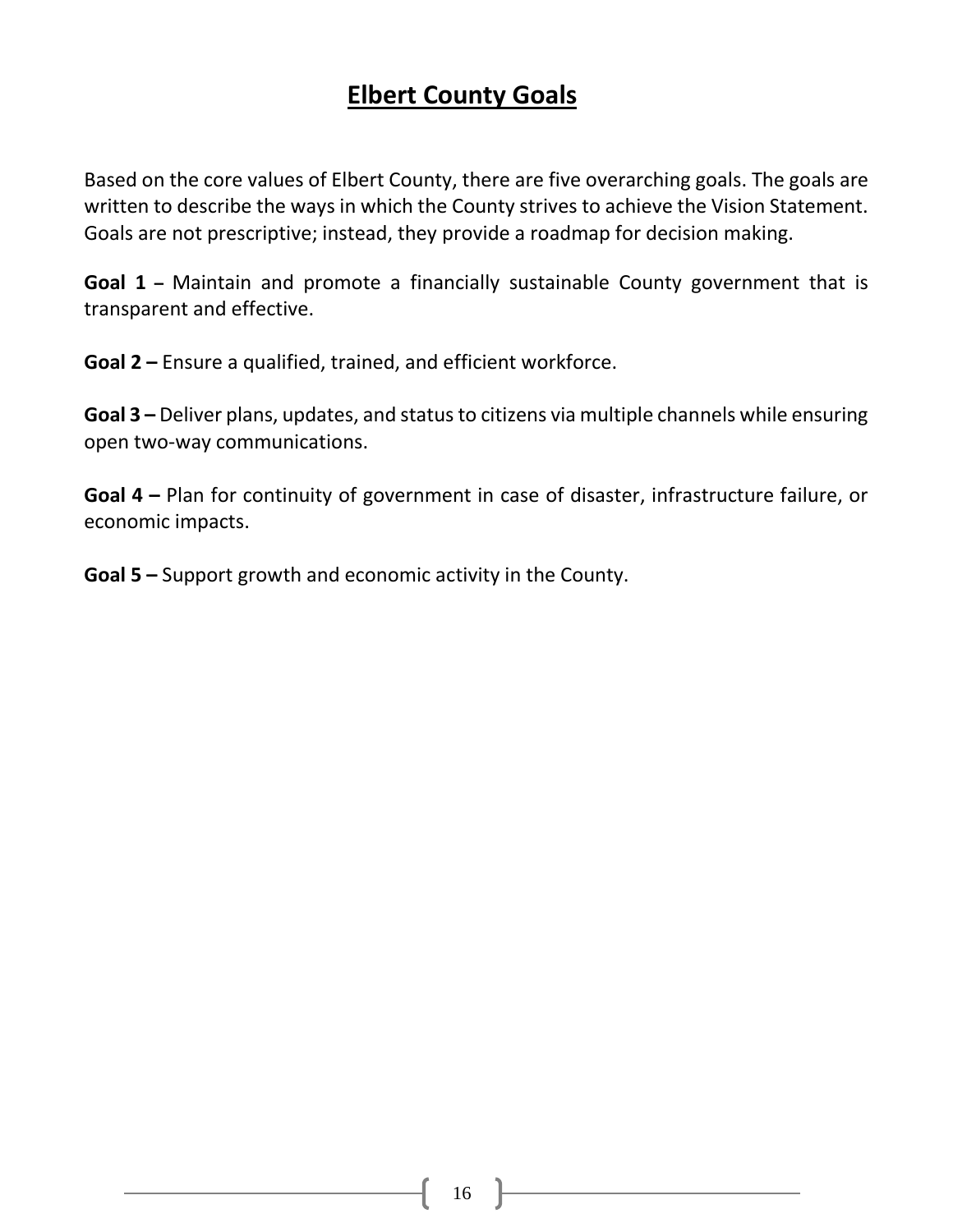# Elbert County Goals

Based on the core values of Elbert County, there are five overarching goals. The goals are written to describe the ways in which the County strives to achieve the Vision Statement. Goals are not prescriptive; instead, they provide a roadmap for decision making.

**Goal 1 –** Maintain and promote a financially sustainable County government that is transparent and effective.

**Goal 2 –** Ensure a qualified, trained, and efficient workforce.

**Goal 3 –** Deliver plans, updates, and status to citizens via multiple channels while ensuring open two-way communications.

**Goal 4 –** Plan for continuity of government in case of disaster, infrastructure failure, or economic impacts.

**Goal 5 –** Support growth and economic activity in the County.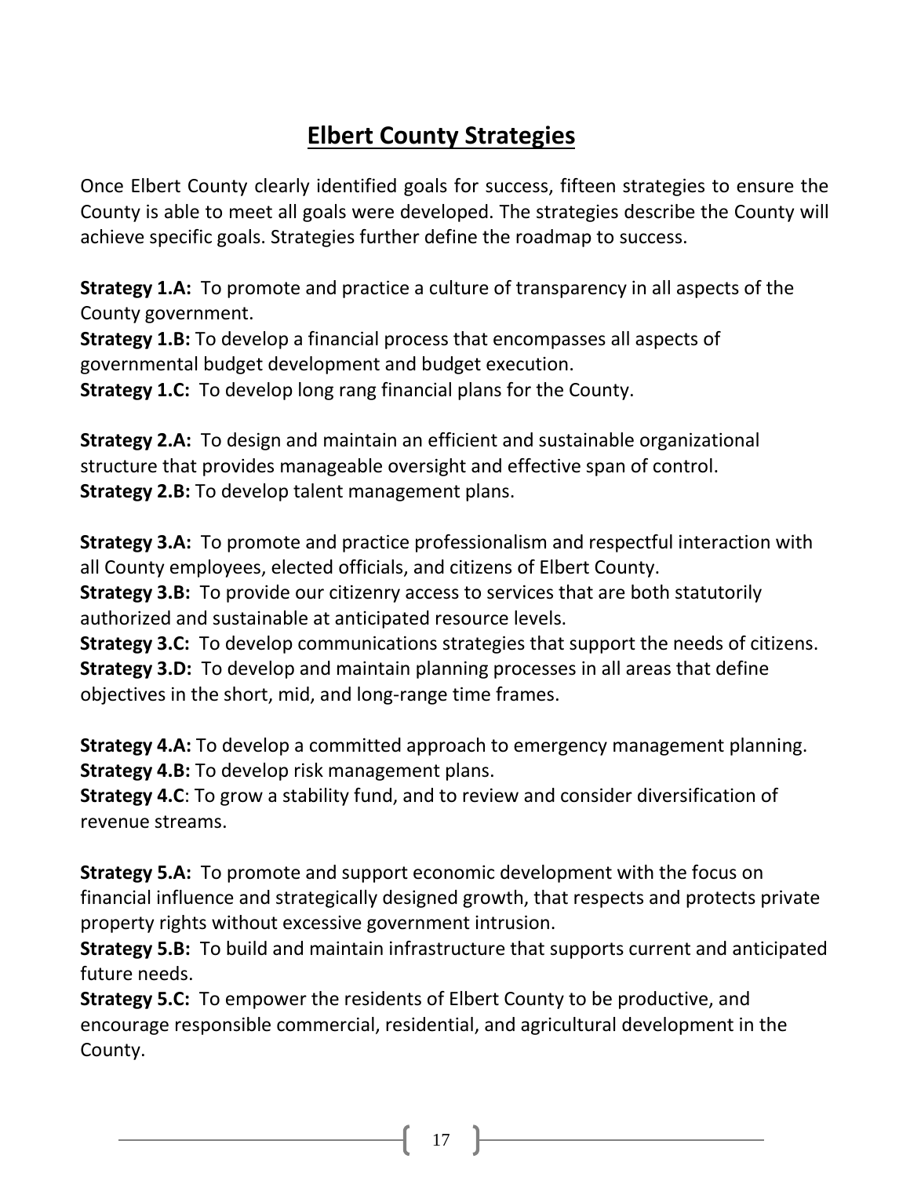# Elbert County Strategies

Once Elbert County clearly identified goals for success, fifteen strategies to ensure the County is able to meet all goals were developed. The strategies describe the County will achieve specific goals. Strategies further define the roadmap to success.

**Strategy 1.A:** To promote and practice a culture of transparency in all aspects of the County government.
**Strategy 1.B:** To develop a financial process that encompasses all aspects of governmental budget development and budget execution.
**Strategy 1.C:** To develop long rang financial plans for the County.

**Strategy 2.A:** To design and maintain an efficient and sustainable organizational structure that provides manageable oversight and effective span of control.
**Strategy 2.B:** To develop talent management plans.

**Strategy 3.A:** To promote and practice professionalism and respectful interaction with all County employees, elected officials, and citizens of Elbert County.
**Strategy 3.B:** To provide our citizenry access to services that are both statutorily authorized and sustainable at anticipated resource levels.
**Strategy 3.C:** To develop communications strategies that support the needs of citizens.
**Strategy 3.D:** To develop and maintain planning processes in all areas that define objectives in the short, mid, and long-range time frames.

**Strategy 4.A:** To develop a committed approach to emergency management planning.
**Strategy 4.B:** To develop risk management plans.
**Strategy 4.C**: To grow a stability fund, and to review and consider diversification of revenue streams.

**Strategy 5.A:** To promote and support economic development with the focus on financial influence and strategically designed growth, that respects and protects private property rights without excessive government intrusion.
**Strategy 5.B:** To build and maintain infrastructure that supports current and anticipated future needs.
**Strategy 5.C:** To empower the residents of Elbert County to be productive, and encourage responsible commercial, residential, and agricultural development in the County.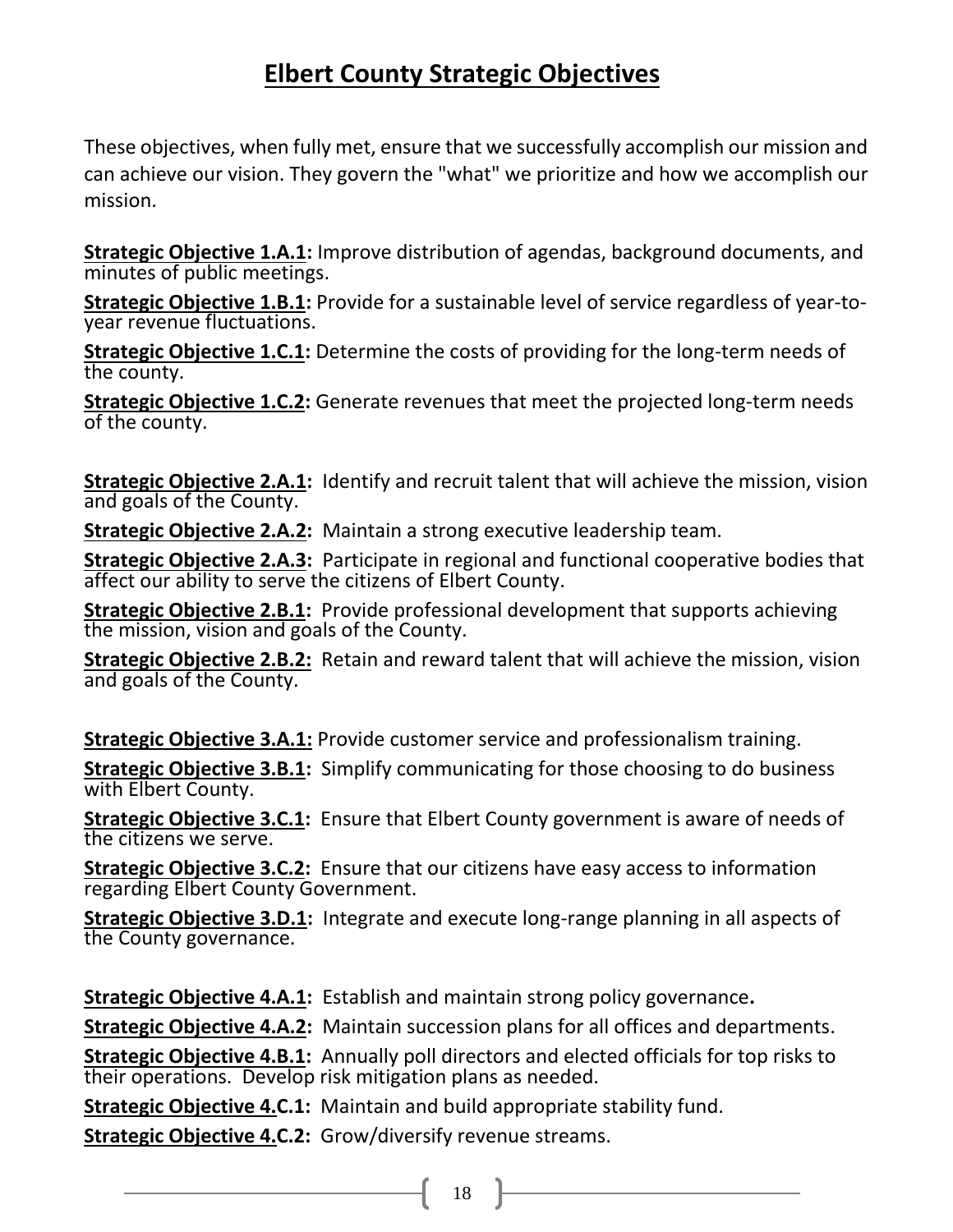# Elbert County Strategic Objectives

These objectives, when fully met, ensure that we successfully accomplish our mission and can achieve our vision. They govern the "what" we prioritize and how we accomplish our mission.

**Strategic Objective 1.A.1:** Improve distribution of agendas, background documents, and minutes of public meetings.

**Strategic Objective 1.B.1:** Provide for a sustainable level of service regardless of year-to-year revenue fluctuations.

**Strategic Objective 1.C.1:** Determine the costs of providing for the long-term needs of the county.

**Strategic Objective 1.C.2:** Generate revenues that meet the projected long-term needs of the county.

**Strategic Objective 2.A.1:** Identify and recruit talent that will achieve the mission, vision and goals of the County.

**Strategic Objective 2.A.2:** Maintain a strong executive leadership team.

**Strategic Objective 2.A.3:** Participate in regional and functional cooperative bodies that affect our ability to serve the citizens of Elbert County.

**Strategic Objective 2.B.1:** Provide professional development that supports achieving the mission, vision and goals of the County.

**Strategic Objective 2.B.2:** Retain and reward talent that will achieve the mission, vision and goals of the County.

**Strategic Objective 3.A.1:** Provide customer service and professionalism training.

**Strategic Objective 3.B.1:** Simplify communicating for those choosing to do business with Elbert County.

**Strategic Objective 3.C.1:** Ensure that Elbert County government is aware of needs of the citizens we serve.

**Strategic Objective 3.C.2:** Ensure that our citizens have easy access to information regarding Elbert County Government.

**Strategic Objective 3.D.1:** Integrate and execute long-range planning in all aspects of the County governance.

**Strategic Objective 4.A.1:** Establish and maintain strong policy governance**.**

**Strategic Objective 4.A.2:** Maintain succession plans for all offices and departments.

**Strategic Objective 4.B.1:** Annually poll directors and elected officials for top risks to their operations. Develop risk mitigation plans as needed.

**Strategic Objective 4.C.1:** Maintain and build appropriate stability fund.

**Strategic Objective 4.C.2:** Grow/diversify revenue streams.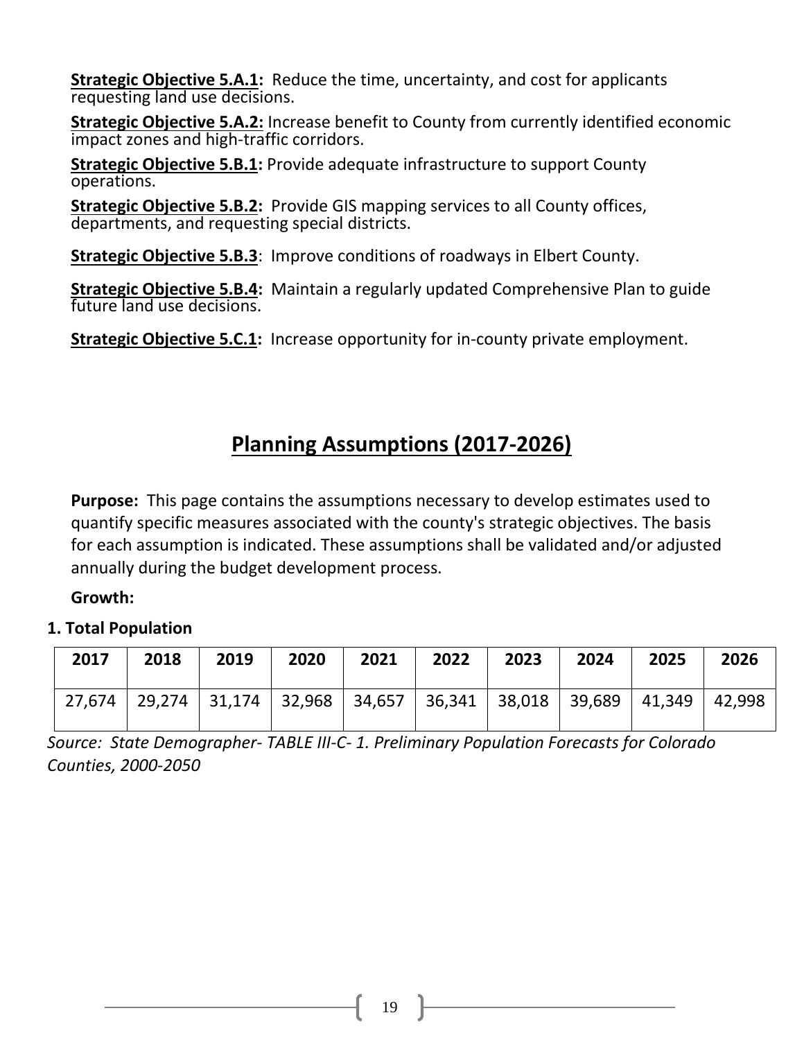**Strategic Objective 5.A.1:** Reduce the time, uncertainty, and cost for applicants requesting land use decisions.

**Strategic Objective 5.A.2:** Increase benefit to County from currently identified economic impact zones and high-traffic corridors.

**Strategic Objective 5.B.1:** Provide adequate infrastructure to support County operations.

**Strategic Objective 5.B.2:** Provide GIS mapping services to all County offices, departments, and requesting special districts.

**Strategic Objective 5.B.3**: Improve conditions of roadways in Elbert County.

**Strategic Objective 5.B.4:** Maintain a regularly updated Comprehensive Plan to guide future land use decisions.

**Strategic Objective 5.C.1:** Increase opportunity for in-county private employment.

## Planning Assumptions (2017-2026)

**Purpose:** This page contains the assumptions necessary to develop estimates used to quantify specific measures associated with the county's strategic objectives. The basis for each assumption is indicated. These assumptions shall be validated and/or adjusted annually during the budget development process.

**Growth:**

**1. Total Population**

| 2017 | 2018 | 2019 | 2020 | 2021 | 2022 | 2023 | 2024 | 2025 | 2026 |
|---|---|---|---|---|---|---|---|---|---|
| 27,674 | 29,274 | 31,174 | 32,968 | 34,657 | 36,341 | 38,018 | 39,689 | 41,349 | 42,998 |

*Source: State Demographer- TABLE III-C- 1. Preliminary Population Forecasts for Colorado Counties, 2000-2050*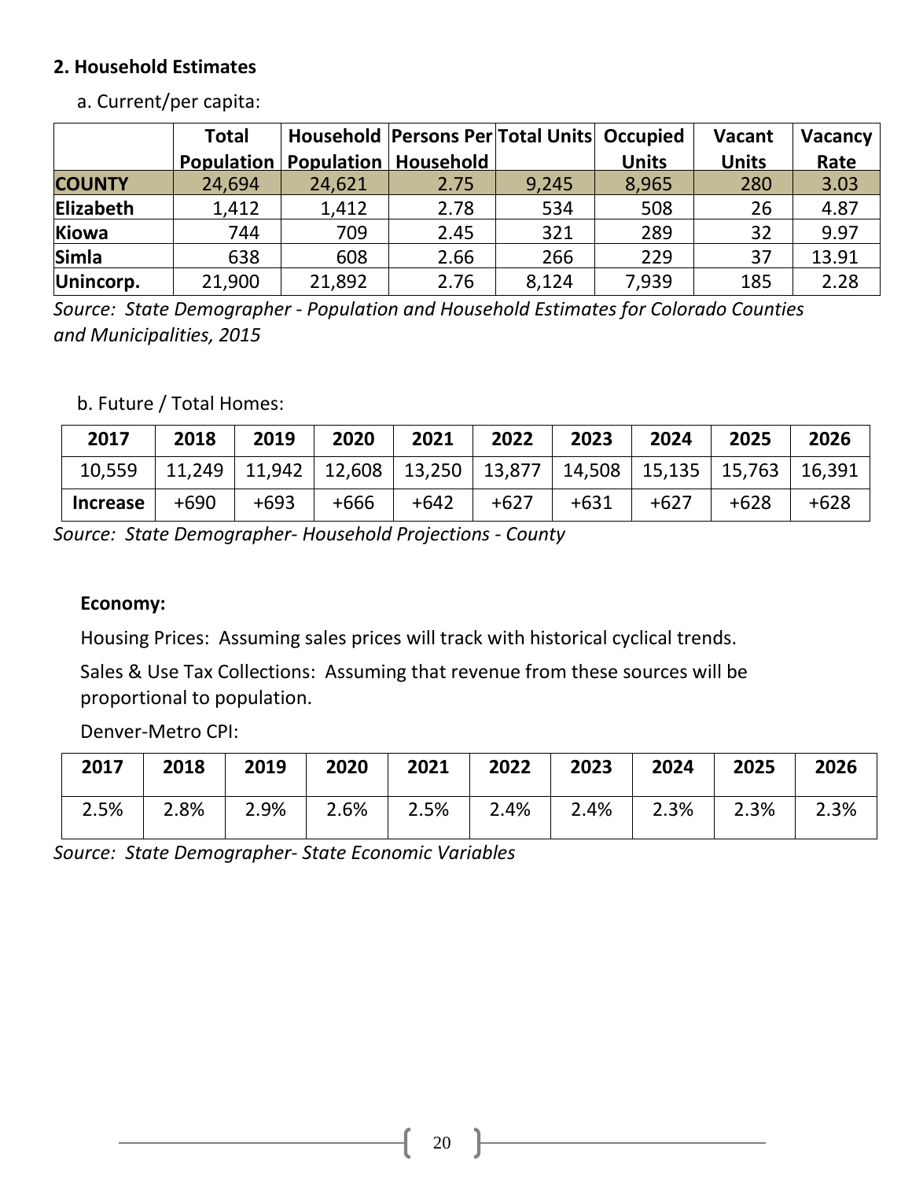## 2. Household Estimates

a. Current/per capita:

| | Total Population | Household Population | Persons Per Household | Total Units | Occupied Units | Vacant Units | Vacancy Rate |
|---|---|---|---|---|---|---|---|
| **COUNTY** | 24,694 | 24,621 | 2.75 | 9,245 | 8,965 | 280 | 3.03 |
| **Elizabeth** | 1,412 | 1,412 | 2.78 | 534 | 508 | 26 | 4.87 |
| **Kiowa** | 744 | 709 | 2.45 | 321 | 289 | 32 | 9.97 |
| **Simla** | 638 | 608 | 2.66 | 266 | 229 | 37 | 13.91 |
| **Unincorp.** | 21,900 | 21,892 | 2.76 | 8,124 | 7,939 | 185 | 2.28 |

*Source: State Demographer - Population and Household Estimates for Colorado Counties and Municipalities, 2015*

b. Future / Total Homes:

| 2017 | 2018 | 2019 | 2020 | 2021 | 2022 | 2023 | 2024 | 2025 | 2026 |
|---|---|---|---|---|---|---|---|---|---|
| 10,559 | 11,249 | 11,942 | 12,608 | 13,250 | 13,877 | 14,508 | 15,135 | 15,763 | 16,391 |
| **Increase** | +690 | +693 | +666 | +642 | +627 | +631 | +627 | +628 | +628 |

*Source: State Demographer- Household Projections - County*

**Economy:**

Housing Prices: Assuming sales prices will track with historical cyclical trends.

Sales & Use Tax Collections: Assuming that revenue from these sources will be proportional to population.

Denver-Metro CPI:

| 2017 | 2018 | 2019 | 2020 | 2021 | 2022 | 2023 | 2024 | 2025 | 2026 |
|---|---|---|---|---|---|---|---|---|---|
| 2.5% | 2.8% | 2.9% | 2.6% | 2.5% | 2.4% | 2.4% | 2.3% | 2.3% | 2.3% |

*Source: State Demographer- State Economic Variables*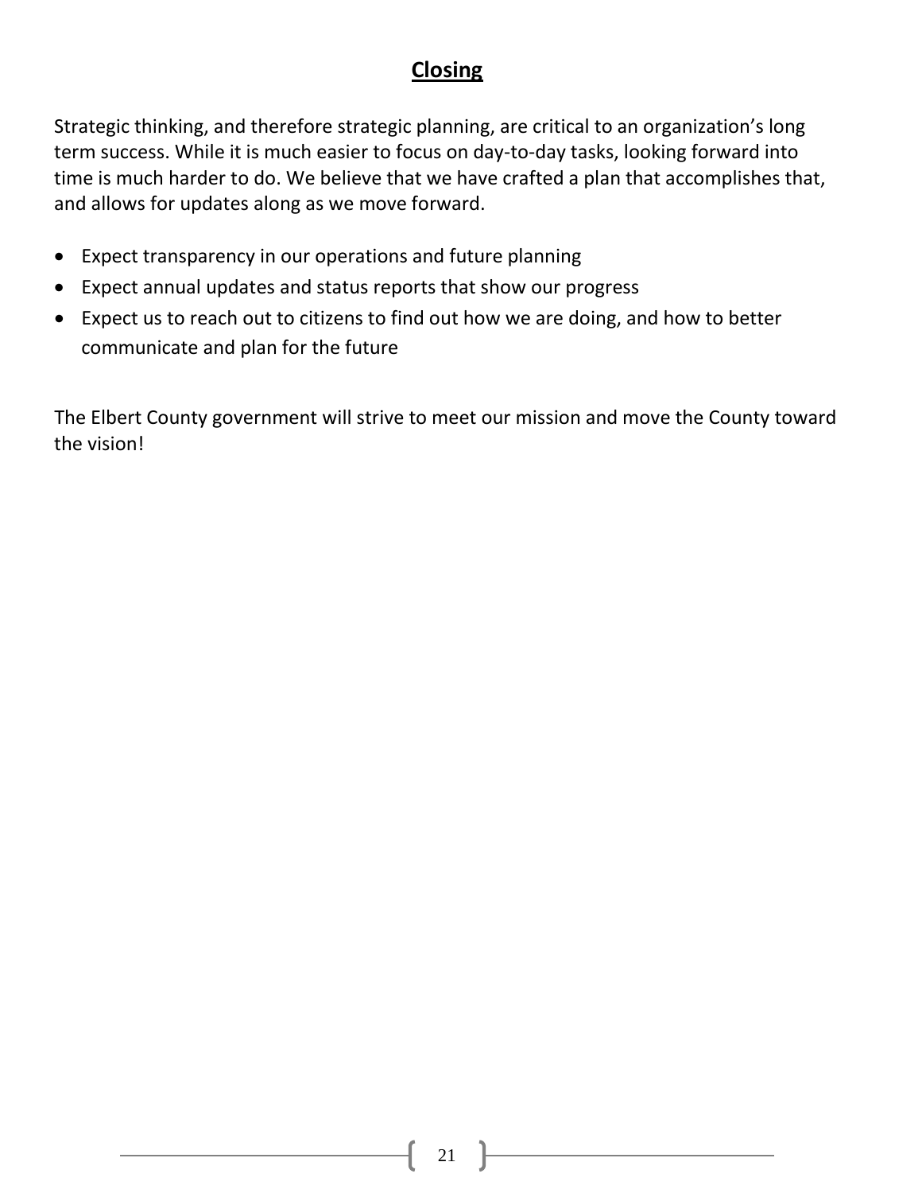## Closing

Strategic thinking, and therefore strategic planning, are critical to an organization's long term success. While it is much easier to focus on day-to-day tasks, looking forward into time is much harder to do. We believe that we have crafted a plan that accomplishes that, and allows for updates along as we move forward.

- Expect transparency in our operations and future planning
- Expect annual updates and status reports that show our progress
- Expect us to reach out to citizens to find out how we are doing, and how to better communicate and plan for the future

The Elbert County government will strive to meet our mission and move the County toward the vision!